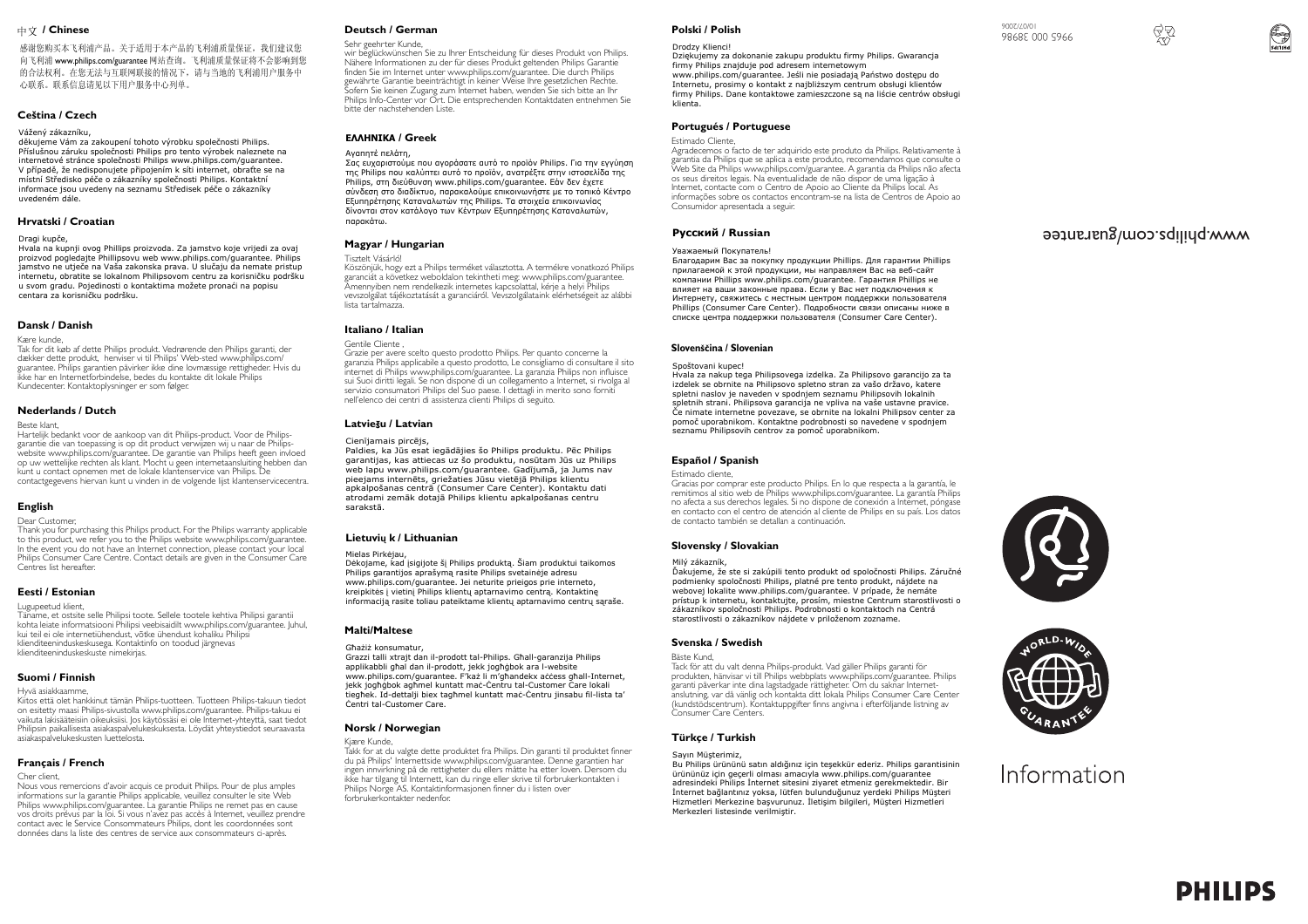## 中文 / Chinese

感谢您购买本飞利浦产品。关于适用于本产品的飞利浦质量保证，我们建议您向飞利浦 www.philips.com/guarantee 网站查询。飞利浦质量保证将不会影响到您的合法权利。在您无法与互联网联接的情况下，请与当地的飞利浦用户服务中心联系。联系信息请见以下用户服务中心列单。

## Čeština / Czech

Vážený zákazníku,
děkujeme Vám za zakoupení tohoto výrobku společnosti Philips. Příslušnou záruku společnosti Philips pro tento výrobek naleznete na internetové stránce společnosti Philips www.philips.com/guarantee. V případě, že nedisponujete připojením k síti internet, obraťte se na místní Středisko péče o zákazníky společnosti Philips. Kontaktní informace jsou uvedeny na seznamu Středisek péče o zákazníky uvedeném dále.

## Hrvatski / Croatian

Dragi kupče,
Hvala na kupnji ovog Phillips proizvoda. Za jamstvo koje vrijedi za ovaj proizvod pogledajte Phillipsovu web www.philips.com/guarantee. Philips jamstvo ne utječe na Vaša zakonska prava. U slučaju da nemate pristup internetu, obratite se lokalnom Philipsovom centru za korisničku podršku u svom gradu. Pojedinosti o kontaktima možete pronaći na popisu centara za korisničku podršku.

## Dansk / Danish

Kære kunde,
Tak for dit køb af dette Philips produkt. Vedrørende den Philips garanti, der dækker dette produkt, henviser vi til Philips' Web-sted www.philips.com/guarantee. Philips garantien påvirker ikke dine lovmæssige rettigheder. Hvis du ikke har en Internetforbindelse, bedes du kontakte dit lokale Philips Kundecenter. Kontaktoplysninger er som følger.

## Nederlands / Dutch

Beste klant,
Hartelijk bedankt voor de aankoop van dit Philips-product. Voor de Philips-garantie die van toepassing is op dit product verwijzen wij u naar de Philips-website www.philips.com/guarantee. De garantie van Philips heeft geen invloed op uw wettelijke rechten als klant. Mocht u geen internetaansluiting hebben dan kunt u contact opnemen met de lokale klantenservice van Philips. De contactgegevens hiervan kunt u vinden in de volgende lijst klantenservicecentra.

## English

Dear Customer,
Thank you for purchasing this Philips product. For the Philips warranty applicable to this product, we refer you to the Philips website www.philips.com/guarantee. In the event you do not have an Internet connection, please contact your local Philips Consumer Care Centre. Contact details are given in the Consumer Care Centres list hereafter.

## Eesti / Estonian

Lugupeetud klient,
Täname, et ostsite selle Philipsi toote. Sellele tootele kehtiva Philipsi garantii kohta leiate informatsiooni Philipsi veebisaidilt www.philips.com/guarantee. Juhul, kui teil ei ole internetiühendust, võtke ühendust kohaliku Philipsi klienditeeninduskeskusega. Kontaktinfo on toodud järgnevas klienditeeninduskeskuste nimekirjas.

## Suomi / Finnish

Hyvä asiakkaamme,
Kiitos että olet hankkinut tämän Philips-tuotteen. Tuotteen Philips-takuun tiedot on esitetty maasi Philips-sivustolla www.philips.com/guarantee. Philips-takuu ei vaikuta lakisääteisiin oikeuksiisi. Jos käytössäsi ei ole Internet-yhteyttä, saat tiedot Philipsin paikallisesta asiakaspalvelukeskuksesta. Löydät yhteystiedot seuraavasta asiakaspalvelukeskusten luettelosta.

## Français / French

Cher client,
Nous vous remercions d'avoir acquis ce produit Philips. Pour de plus amples informations sur la garantie Philips applicable, veuillez consulter le site Web Philips www.philips.com/guarantee. La garantie Philips ne remet pas en cause vos droits prévus par la loi. Si vous n'avez pas accès à Internet, veuillez prendre contact avec le Service Consommateurs Philips, dont les coordonnées sont données dans la liste des centres de service aux consommateurs ci-après.

## Deutsch / German

Sehr geehrter Kunde,
wir beglückwünschen Sie zu Ihrer Entscheidung für dieses Produkt von Philips. Nähere Informationen zu der für dieses Produkt geltenden Philips Garantie finden Sie im Internet unter www.philips.com/guarantee. Die durch Philips gewährte Garantie beeinträchtigt in keiner Weise Ihre gesetzlichen Rechte. Sofern Sie keinen Zugang zum Internet haben, wenden Sie sich bitte an Ihr Philips Info-Center vor Ort. Die entsprechenden Kontaktdaten entnehmen Sie bitte der nachstehenden Liste.

## ΕΛΛΗΝΙΚΑ / Greek

Αγαπητέ πελάτη,
Σας ευχαριστούμε που αγοράσατε αυτό το προϊόν Philips. Για την εγγύηση της Philips που καλύπτει αυτό το προϊόν, ανατρέξτε στην ιστοσελίδα της Philips, στη διεύθυνση www.philips.com/guarantee. Εάν δεν έχετε σύνδεση στο διαδίκτυο, παρακαλούμε επικοινωνήστε με το τοπικό Κέντρο Εξυπηρέτησης Καταναλωτών της Philips. Τα στοιχεία επικοινωνίας δίνονται στον κατάλογο των Κέντρων Εξυπηρέτησης Καταναλωτών, παρακάτω.

## Magyar / Hungarian

Tisztelt Vásárló!
Köszönjük, hogy ezt a Philips terméket választotta. A termékre vonatkozó Philips garanciát a következő weboldalon tekintheti meg: www.philips.com/guarantee. Amennyiben nem rendelkezik internetes kapcsolattal, kérje a helyi Philips vevszolgálat tájékoztatását a garanciáról. Vevszolgálataink elérhetségeit az alábbi lista tartalmazza.

## Italiano / Italian

Gentile Cliente ,
Grazie per avere scelto questo prodotto Philips. Per quanto concerne la garanzia Philips applicabile a questo prodotto, Le consigliamo di consultare il sito internet di Philips www.philips.com/guarantee. La garanzia Philips non influisce sui Suoi diritti legali. Se non dispone di un collegamento a Internet, si rivolga al servizio consumatori Philips del Suo paese. I dettagli in merito sono forniti nell'elenco dei centri di assistenza clienti Philips di seguito.

## Latviešu / Latvian

Cienījamais pircējs,
Paldies, ka Jūs esat iegādājies šo Philips produktu. Pēc Philips garantijas, kas attiecas uz šo produktu, nosūtam Jūs uz Philips web lapu www.philips.com/guarantee. Gadījumā, ja Jums nav pieejams internēts, griežaties Jūsu vietējā Philips klientu apkalpošanas centrā (Consumer Care Center). Kontaktu dati atrodami zemāk dotajā Philips klientu apkalpošanas centru sarakstā.

## Lietuvių k / Lithuanian

Mielas Pirkėjau,
Dėkojame, kad įsigijote šį Philips produktą. Šiam produktui taikomos Philips garantijos aprašymą rasite Philips svetainėje adresu www.philips.com/guarantee. Jei neturite prieigos prie interneto, kreipkitės į vietinį Philips klientų aptarnavimo centrą. Kontaktinę informaciją rasite toliau pateiktame klientų aptarnavimo centrų sąraše.

## Malti/Maltese

Għażiż konsumatur,
Grazzi talli xtrajt dan il-prodott tal-Philips. Għall-garanzija Philips applikabbli għal dan il-prodott, jekk jogħġbok ara l-website www.philips.com/guarantee. F'każ li m'għandekx aċċess għall-Internet, jekk jogħġbok agħmel kuntatt maċ-Ċentru tal-Customer Care lokali tiegħek. Id-dettalji biex tagħmel kuntatt maċ-Ċentru jinsabu fil-lista ta' Ċentri tal-Customer Care.

## Norsk / Norwegian

Kjære Kunde,
Takk for at du valgte dette produktet fra Philips. Din garanti til produktet finner du på Philips' Internettside www.philips.com/guarantee. Denne garantien har ingen innvirkning på de rettigheter du ellers måtte ha etter loven. Dersom du ikke har tilgang til Internett, kan du ringe eller skrive til forbrukerkontakten i Philips Norge AS. Kontaktinformasjonen finner du i listen over forbrukerkontakter nedenfor.

## Polski / Polish

Drodzy Klienci!
Dziękujemy za dokonanie zakupu produktu firmy Philips. Gwarancja firmy Philips znajduje pod adresem internetowym www.philips.com/guarantee. Jeśli nie posiadają Państwo dostępu do Internetu, prosimy o kontakt z najbliższym centrum obsługi klientów firmy Philips. Dane kontaktowe zamieszczone są na liście centrów obsługi klienta.

## Português / Portuguese

Estimado Cliente,
Agradecemos o facto de ter adquirido este produto da Philips. Relativamente à garantia da Philips que se aplica a este produto, recomendamos que consulte o Web Site da Philips www.philips.com/guarantee. A garantia da Philips não afecta os seus direitos legais. Na eventualidade de não dispor de uma ligação à Internet, contacte com o Centro de Apoio ao Cliente da Philips local. As informações sobre os contactos encontram-se na lista de Centros de Apoio ao Consumidor apresentada a seguir.

## Русский / Russian

Уважаемый Покупатель!
Благодарим Вас за покупку продукции Phillips. Для гарантии Phillips прилагаемой к этой продукции, мы направляем Вас на веб-сайт компании Phillips www.philips.com/guarantee. Гарантия Phillips не влияет на ваши законные права. Если у Вас нет подключения к Интернету, свяжитесь с местным центром поддержки пользователя Phillips (Consumer Care Center). Подробности связи описаны ниже в списке центра поддержки пользователя (Consumer Care Center).

## Slovenščina / Slovenian

Spoštovani kupec!
Hvala za nakup tega Philipsovega izdelka. Za Philipsovo garancijo za ta izdelek se obrnite na Philipsovo spletno stran za vašo državo, katere spletni naslov je naveden v spodnjem seznamu Philipsovih lokalnih spletnih strani. Philipsova garancija ne vpliva na vaše ustavne pravice. Če nimate internetne povezave, se obrnite na lokalni Philipsov center za pomoč uporabnikom. Kontaktne podrobnosti so navedene v spodnjem seznamu Philipsovih centrov za pomoč uporabnikom.

## Español / Spanish

Estimado cliente,
Gracias por comprar este producto Philips. En lo que respecta a la garantía, le remitimos al sitio web de Philips www.philips.com/guarantee. La garantía Philips no afecta a sus derechos legales. Si no dispone de conexión a Internet, póngase en contacto con el centro de atención al cliente de Philips en su país. Los datos de contacto también se detallan a continuación.

## Slovensky / Slovakian

Milý zákazník,
Ďakujeme, že ste si zakúpili tento produkt od spoločnosti Philips. Záručné podmienky spoločnosti Philips, platné pre tento produkt, nájdete na webovej lokalite www.philips.com/guarantee. V prípade, že nemáte prístup k internetu, kontaktujte, prosím, miestne Centrum starostlivosti o zákazníkov spoločnosti Philips. Podrobnosti o kontaktoch na Centrá starostlivosti o zákazníkov nájdete v priloženom zozname.

## Svenska / Swedish

Bäste Kund,
Tack för att du valt denna Philips-produkt. Vad gäller Philips garanti för produkten, hänvisar vi till Philips webbplats www.philips.com/guarantee. Philips garanti påverkar inte dina lagstadgade rättigheter. Om du saknar Internet-anslutning, var då vänlig och kontakta ditt lokala Philips Consumer Care Center (kundstödscentrum). Kontaktuppgifter finns angivna i efterföljande listning av Consumer Care Centers.

## Türkçe / Turkish

Sayın Müşterimiz,
Bu Philips ürününü satın aldığınız için teşekkür ederiz. Philips garantisinin ürününüz için geçerli olması amacıyla www.philips.com/guarantee adresindeki Philips İnternet sitesini ziyaret etmeniz gerekmektedir. Bir İnternet bağlantınız yoksa, lütfen bulunduğunuz yerdeki Philips Müşteri Hizmetleri Merkezine başvurunuz. İletişim bilgileri, Müşteri Hizmetleri Merkezleri listesinde verilmiştir.

www.philips.com/guarantee

3965 000 38986
10/07/2006

WORLD-WIDE GUARANTEE

# Information

PHILIPS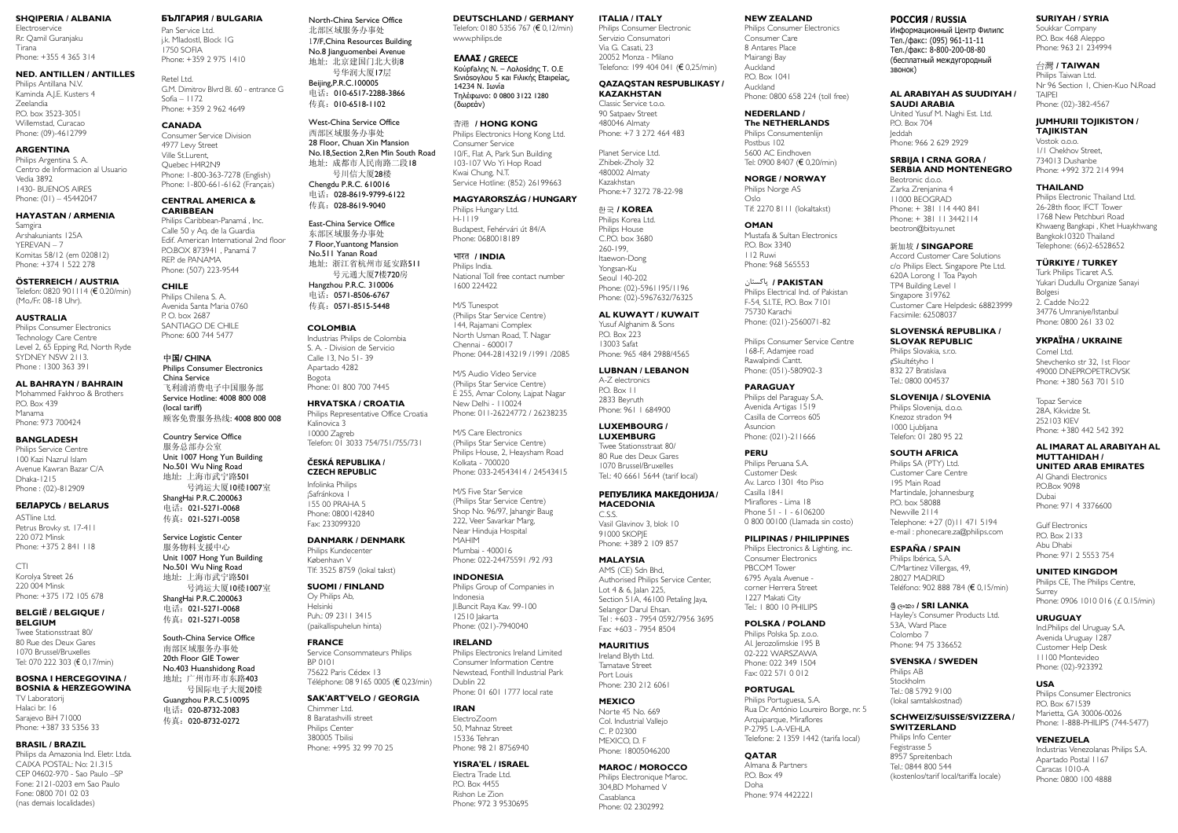### SHQIPERIA / ALBANIA
Electroservice
Rr. Qamil Guranjaku
Tirana
Phone: +355 4 365 314

### NED. ANTILLEN / ANTILLES
Philips Antillana N.V.
Kaminda A.J.E. Kusters 4
Zeelandia
P.O. box 3523-3051
Willemstad, Curacao
Phone: (09)-4612799

### ARGENTINA
Philips Argentina S. A.
Centro de Informacion al Usuario
Vedia 3892
1430- BUENOS AIRES
Phone: (01) – 45442047

### HAYASTAN / ARMENIA
Samgira
Arshakuniants 125A
YEREVAN – 7
Komitas 58/12 (em 020812)
Phone: +374 1 522 278

### ÖSTERREICH / AUSTRIA
Telefon: 0820 901114 (€ 0.20/min)
(Mo./Fr: 08-18 Uhr).

### AUSTRALIA
Philips Consumer Electronics
Technology Care Centre
Level 2, 65 Epping Rd, North Ryde
SYDNEY NSW 2113.
Phone : 1300 363 391

### AL BAHRAYN / BAHRAIN
Mohammed Fakhroo & Brothers
P.O. Box 439
Manama
Phone: 973 700424

### BANGLADESH
Philips Service Centre
100 Kazi Nazrul Islam
Avenue Kawran Bazar C/A
Dhaka-1215
Phone : (02)-812909

### БЕЛАРУСЬ / BELARUS
ASTline Ltd.
Petrus Brovky st. 17-411
220 072 Minsk
Phone: +375 2 841 118

CTI
Korolya Street 26
220 004 Minsk
Phone: +375 172 105 678

### BELGIË / BELGIQUE / BELGIUM
Twee Stationsstraat 80/
80 Rue des Deux Gares
1070 Brussel/Bruxelles
Tel: 070 222 303 (€ 0,17/min)

### BOSNA I HERCEGOVINA / BOSNIA & HERZEGOWINA
TV Laboratorij
Halaci br. 16
Sarajevo BiH 71000
Phone: +387 33 5356 33

### BRASIL / BRAZIL
Philips da Amazonia Ind. Eletr. Ltda.
CAIXA POSTAL: No: 21.315
CEP 04602-970 - Sao Paulo –SP
Fone: 2121-0203 em Sao Paulo
Fone: 0800 701 02 03
(nas demais localidades)

### БЪЛГАРИЯ / BULGARIA
Pan Service Ltd.
j.k. Mladostl, Block 1G
1750 SOFIA
Phone: +359 2 975 1410

Retel Ltd.
G.M. Dimitrov Blvrd Bl. 60 - entrance G
Sofia – 1172
Phone: +359 2 962 4649

### CANADA
Consumer Service Division
4977 Levy Street
Ville St.Lurent,
Quebec H4R2N9
Phone: 1-800-363-7278 (English)
Phone: 1-800-661-6162 (Français)

### CENTRAL AMERICA & CARIBBEAN
Philips Caribbean-Panamá , Inc.
Calle 50 y Aq. de la Guardia
Edif. American International 2nd floor
P.O.BOX 873941 , Panamá 7
REP. de PANAMA
Phone: (507) 223-9544

### CHILE
Philips Chilena S. A.
Avenida Santa Maria 0760
P. O. box 2687
SANTIAGO DE CHILE
Phone: 600 744 5477

### 中国/ CHINA
Philips Consumer Electronics
China Service
飞利浦消费电子中国服务部
Service Hotline: 4008 800 008
(local tariff)
顾客免费服务热线: 4008 800 008

Country Service Office
服务总部办公室
Unit 1007 Hong Yun Building
No.501 Wu Ning Road
地址：上海市武宁路501
号洪远大厦10楼1007室
ShangHai P.R.C.200063
电话：021-5271-0068
传真：021-5271-0058

Service Logistic Center
服务物料支援中心
Unit 1007 Hong Yun Building
No.501 Wu Ning Road
地址：上海市武宁路501
号洪远大厦10楼1007室
ShangHai P.R.C.200063
电话：021-5271-0068
传真：021-5271-0058

South-China Service Office
南部区域服务办事处
20th Floor GIE Tower
No.403 Huanshidong Road
地址：广州市环市东路403
号国际电子大厦20楼
Guangzhou P.R.C.510095
电话：020-8732-2083
传真：020-8732-0272

North-China Service Office
北部区域服务办事处
17/F,China Resources Building
No.8 Jianguomenbei Avenue
地址：北京建国门北大街8
号华润大厦17层
Beijing,P.R.C.100005
电话：010-6517-2288-3866
传真：010-6518-1102

West-China Service Office
西部区域服务办事处
28 Floor, Chuan Xin Mansion
No.18,Section 2,Ren Min South Road
地址：成都市人民南路二段18
号川信大厦28楼
Chengdu P.R.C. 610016
电话：028-8619-9799-6122
传真：028-8619-9040

East-China Service Office
东部区域服务办事处
7 Floor,Yuantong Mansion
No.511 Yanan Road
地址：浙江省杭州市延安路511
号元通大厦7楼720房
Hangzhou P.R.C. 310006
电话：0571-8506-6767
传真：0571-8515-5448

### COLOMBIA
Industrias Philips de Colombia
S. A. - Division de Servicio
Calle 13, No 51- 39
Apartado 4282
Bogota
Phone: 01 800 700 7445

### HRVATSKA / CROATIA
Philips Representative Office Croatia
Kalinovica 3
10000 Zagreb
Telefon: 01 3033 754/751/755/731

### ČESKÁ REPUBLIKA / CZECH REPUBLIC
Infolinka Philips
;Šafránkova 1
155 00 PRAHA 5
Phone: 0800142840
Fax: 233099320

### DANMARK / DENMARK
Philips Kundecenter
København V
Tlf: 3525 8759 (lokal takst)

### SUOMI / FINLAND
Oy Philips Ab,
Helsinki
Puh.: 09 2311 3415
(paikallispuhelun hinta)

### FRANCE
Service Consommateurs Philips
BP 0101
75622 Paris Cédex 13
Téléphone: 08 9165 0005 (€ 0,23/min)

### SAK'ART'VELO / GEORGIA
Chimmer Ltd.
8 Baratashvilli street
Philips Center
380005 Tbilisi
Phone: +995 32 99 70 25

### DEUTSCHLAND / GERMANY
Telefon: 0180 5356 767 (€ 0,12/min)
www.philips.de

### ΕΛΛΑΣ / GREECE
Κούρτάλης Ν. – Λολοσίδης Τ. Ο.Ε
Σινιόσογλου 5 και Φιλικής Εταιρείας,
14234 Ν. Ιωνία
Τηλέφωνο: 0 0800 3122 1280
(δωρεάν)

### 香港 / HONG KONG
Philips Electronics Hong Kong Ltd.
Consumer Service
10/F., Flat A, Park Sun Building
103-107 Wo Yi Hop Road
Kwai Chung, N.T.
Service Hotline: (852) 26199663

### MAGYARORSZÁG / HUNGARY
Philips Hungary Ltd.
H-1119
Budapest, Fehérvári út 84/A
Phone: 0680018189

### भारत / INDIA
Philips India.
National Toll free contact number
1600 224422

M/S Tunespot
(Philips Star Service Centre)
144, Rajamani Complex
North Usman Road, T. Nagar
Chennai - 600017
Phone: 044-28143219 /1991 /2085

M/S Audio Video Service
(Philips Star Service Centre)
E 255, Amar Colony, Lajpat Nagar
New Delhi - 110024
Phone: 011-26224772 / 26238235

M/S Care Electronics
(Philips Star Service Centre)
Philips House, 2, Heaysham Road
Kolkata - 700020
Phone: 033-24543414 / 24543415

M/S Five Star Service
(Philips Star Service Centre)
Shop No. 96/97, Jahangir Baug
222, Veer Savarkar Marg,
Near Hinduja Hospital
MAHIM
Mumbai - 400016
Phone: 022-24475591 /92 /93

### INDONESIA
Philips Group of Companies in
Indonesia
Jl.Buncit Raya Kav. 99-100
12510 Jakarta
Phone: (021)-7940040

### IRELAND
Philips Electronics Ireland Limited
Consumer Information Centre
Newstead, Fonthill Industrial Park
Dublin 22
Phone: 01 601 1777 local rate

### IRAN
ElectroZoom
50, Mahnaz Street
15336 Tehran
Phone: 98 21 8756940

### YISRA'EL / ISRAEL
Electra Trade Ltd.
P.O. Box 4455
Rishon Le Zion
Phone: 972 3 9530695

### ITALIA / ITALY
Philips Consumer Electronic
Servizio Consumatori
Via G. Casati, 23
20052 Monza - Milano
Telefono: 199 404 041 (€ 0,25/min)

### QAZAQSTAN RESPUBLIKASY / KAZAKHSTAN
Classic Service t.o.o.
90 Satpaev Street
480046 Almaty
Phone: +7 3 272 464 483

Planet Service Ltd.
Zhibek-Zholy 32
480002 Almaty
Kazakhstan
Phone:+7 3272 78-22-98

### 한국 / KOREA
Philips Korea Ltd.
Philips House
C.P.O. box 3680
260-199,
Itaewon-Dong
Yongsan-Ku
Seoul 140-202
Phone: (02)-5961195/1196
Phone: (02)-5967632/76325

### AL KUWAYT / KUWAIT
Yusuf Alghanim & Sons
P.O. Box 223
13003 Safat
Phone: 965 484 2988/4565

### LUBNAN / LEBANON
A-Z electronics
P.O. Box 11
2833 Beyruth
Phone: 961 1 684900

### LUXEMBOURG / LUXEMBURG
Twee Stationsstraat 80/
80 Rue des Deux Gares
1070 Brussel/Bruxelles
Tel.: 40 6661 5644 (tarif local)

### РЕПУБЛИКА МАКЕДОНИЈА / MACEDONIA
C.S.S.
Vasil Glavinov 3, blok 10
91000 SKOPJE
Phone: +389 2 109 857

### MALAYSIA
AMS (CE) Sdn Bhd,
Authorised Philips Service Center,
Lot 4 & 6, Jalan 225,
Section 51A, 46100 Petaling Jaya,
Selangor Darul Ehsan.
Tel : +603 - 7954 0592/7956 3695
Fax: +603 - 7954 8504

### MAURITIUS
Ireland Blyth Ltd.
Tamatave Street
Port Louis
Phone: 230 212 6061

### MEXICO
Norte 45 No. 669
Col. Industrial Vallejo
C. P. 02300
MEXICO, D. F
Phone: 18005046200

### MAROC / MOROCCO
Philips Electronique Maroc.
304,BD Mohamed V
Casablanca
Phone: 02 2302992

### NEW ZEALAND
Philips Consumer Electronics
Consumer Care
8 Antares Place
Mairangi Bay
Auckland
P.O. Box 1041
Auckland
Phone: 0800 658 224 (toll free)

### NEDERLAND / The NETHERLANDS
Philips Consumentenlijn
Postbus 102
5600 AC Eindhoven
Tel: 0900 8407 (€ 0,20/min)

### NORGE / NORWAY
Philips Norge AS
Oslo
Tlf: 2270 8111 (lokaltakst)

### OMAN
Mustafa & Sultan Electronics
P.O. Box 3340
112 Ruwi
Phone: 968 565553

### پاکستان / PAKISTAN
Philips Electrical Ind. of Pakistan
F-54, S.I.T.E, P.O. Box 7101
75730 Karachi
Phone: (021)-2560071-82

Philips Consumer Service Centre
168-F, Adamjee road
Rawalpindi Cantt.
Phone: (051)-580902-3

### PARAGUAY
Philips del Paraguay S.A.
Avenida Artigas 1519
Casilla de Correos 605
Asuncion
Phone: (021)-211666

### PERU
Philips Peruana S.A.
Customer Desk
Av. Larco 1301 4to Piso
Casilla 1841
Miraflores - Lima 18
Phone 51 - 1 - 6106200
0 800 00100 (Llamada sin costo)

### PILIPINAS / PHILIPPINES
Philips Electronics & Lighting, inc.
Consumer Electronics
PBCOM Tower
6795 Ayala Avenue -
corner Herrera Street
1227 Makati City
Tel.: 1 800 10 PHILIPS

### POLSKA / POLAND
Philips Polska Sp. z.o.o.
Al. Jerozolimskie 195 B
02-222 WARSZAWA
Phone: 022 349 1504
Fax: 022 571 0 012

### PORTUGAL
Philips Portuguesa, S.A.
Rua Dr. António Loureiro Borge, nr. 5
Arquiparque, Miraflores
P-2795 L-A-VEHLA
Telefone: 2 1359 1442 (tarifa local)

### QATAR
Almana & Partners
P.O. Box 49
Doha
Phone: 974 4422221

### РОССИЯ / RUSSIA
Информационный Центр Филипс
Тел./факс: (095) 961-11-11
Тел./факс: 8-800-200-08-80
(бесплатный междугородный звонок)

### AL ARABIYAH AS SUUDIYAH / SAUDI ARABIA
United Yusuf M. Naghi Est. Ltd.
P.O. Box 704
Jeddah
Phone: 966 2 629 2929

### SRBIJA I CRNA GORA / SERBIA AND MONTENEGRO
Beotronic d.o.o.
Zarka Zrenjanina 4
11000 BEOGRAD
Phone: + 381 114 440 841
Phone: + 381 11 3442114
beotron@bitsyu.net

### 新加坡 / SINGAPORE
Accord Customer Care Solutions
c/o Philips Elect. Singapore Pte Ltd.
620A Lorong 1 Toa Payoh
TP4 Building Level 1
Singapore 319762
Customer Care Helpdesk: 68823999
Facsimile: 62508037

### SLOVENSKÁ REPUBLIKA / SLOVAK REPUBLIC
Philips Slovakia, s.r.o.
;Školitétyho 1
832 27 Bratislava
Tel.: 0800 004537

### SLOVENIJA / SLOVENIA
Philips Slovenija, d.o.o.
Knezov stradon 94
1000 Ljubljana
Telefon: 01 280 95 22

### SOUTH AFRICA
Philips SA (PTY) Ltd.
Customer Care Centre
195 Main Road
Martindale, Johannesburg
P.O. box 58088
Newville 2114
Telephone: +27 (0)11 471 5194
e-mail : phonecare.za@philips.com

### ESPAÑA / SPAIN
Philips Ibérica, S.A.
C/Martinez Villergas, 49,
28027 MADRID
Teléfono: 902 888 784 (€ 0,15/min)

### ශ්‍රී ලංකා / SRI LANKA
Hayley's Consumer Products Ltd.
53A, Ward Place
Colombo 7
Phone: 94 75 336652

### SVENSKA / SWEDEN
Philips AB
Stockholm
Tel.: 08 5792 9100
(lokal samtalskostnad)

### SCHWEIZ/SUISSE/SVIZZERA / SWITZERLAND
Philips Info Center
Fegistrasse 5
8957 Spreitenbach
Tel.: 0844 800 544
(kostenlos/tarif local/tariffa locale)

### SURIYAH / SYRIA
Soukkar Company
P.O. Box 468 Aleppo
Phone: 963 21 234994

### 台灣 / TAIWAN
Philips Taiwan Ltd.
Nr 96 Section 1, Chien-Kuo N.Road
TAIPEI
Phone: (02)-382-4567

### JUMHURII TOJIKISTON / TAJIKISTAN
Vostok o.o.o.
1/1 Chekhov Street,
734013 Dushanbe
Phone: +992 372 214 994

### THAILAND
Philips Electronic Thailand Ltd.
26-28th floor, IFCT Tower
1768 New Petchburi Road
Khwaeng Bangkapi , Khet Huaykhwang
Bangkok10320 Thailand
Telephone: (66)2-6528652

### TÜRKIYE / TURKEY
Turk Philips Ticaret A.S.
Yukari Dudullu Organize Sanayi
Bolgesi
2. Cadde No:22
34776 Umraniye/Istanbul
Phone: 0800 261 33 02

### УКРАЇНА / UKRAINE
Comel Ltd.
Shevchenko str 32, 1st Floor
49000 DNEPROPETROVSK
Phone: +380 563 701 510

Topaz Service
28A, Kikvidze St.
252103 KIEV
Phone: +380 442 542 392

### AL IMARAT AL ARABIYAH AL MUTTAHIDAH / UNITED ARAB EMIRATES
Al Ghandi Electronics
P.O.Box 9098
Dubai
Phone: 971 4 3376600

Gulf Electronics
P.O. Box 2133
Abu Dhabi
Phone: 971 2 5553 754

### UNITED KINGDOM
Philips CE, The Philips Centre,
Surrey
Phone: 0906 1010 016 (£ 0.15/min)

### URUGUAY
Ind.Philips del Uruguay S.A.
Avenida Uruguay 1287
Customer Help Desk
11100 Montevideo
Phone: (02)-923392

### USA
Philips Consumer Electronics
P.O. Box 671539
Marietta, GA 30006-0026
Phone: 1-888-PHILIPS (744-5477)

### VENEZUELA
Industrias Venezolanas Philips S.A.
Apartado Postal 1167
Caracas 1010-A
Phone: 0800 100 4888